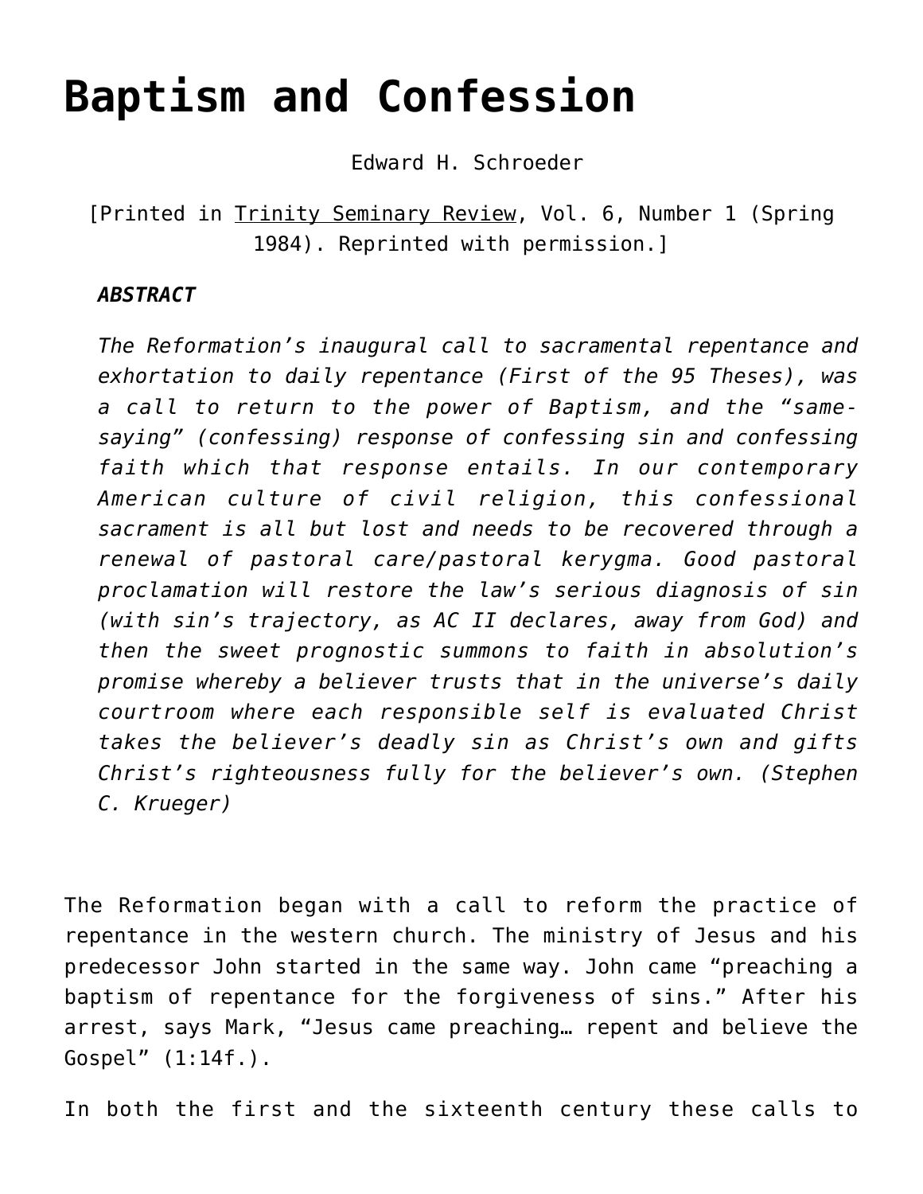# Baptism and Confession

Edward H. Schroeder

[Printed in Trinity Seminary Review, Vol. 6, Number 1 (Spring 1984). Reprinted with permission.]

***ABSTRACT***

*The Reformation's inaugural call to sacramental repentance and exhortation to daily repentance (First of the 95 Theses), was a call to return to the power of Baptism, and the "same-saying" (confessing) response of confessing sin and confessing faith which that response entails. In our contemporary American culture of civil religion, this confessional sacrament is all but lost and needs to be recovered through a renewal of pastoral care/pastoral kerygma. Good pastoral proclamation will restore the law's serious diagnosis of sin (with sin's trajectory, as AC II declares, away from God) and then the sweet prognostic summons to faith in absolution's promise whereby a believer trusts that in the universe's daily courtroom where each responsible self is evaluated Christ takes the believer's deadly sin as Christ's own and gifts Christ's righteousness fully for the believer's own. (Stephen C. Krueger)*

The Reformation began with a call to reform the practice of repentance in the western church. The ministry of Jesus and his predecessor John started in the same way. John came "preaching a baptism of repentance for the forgiveness of sins." After his arrest, says Mark, "Jesus came preaching… repent and believe the Gospel" (1:14f.).

In both the first and the sixteenth century these calls to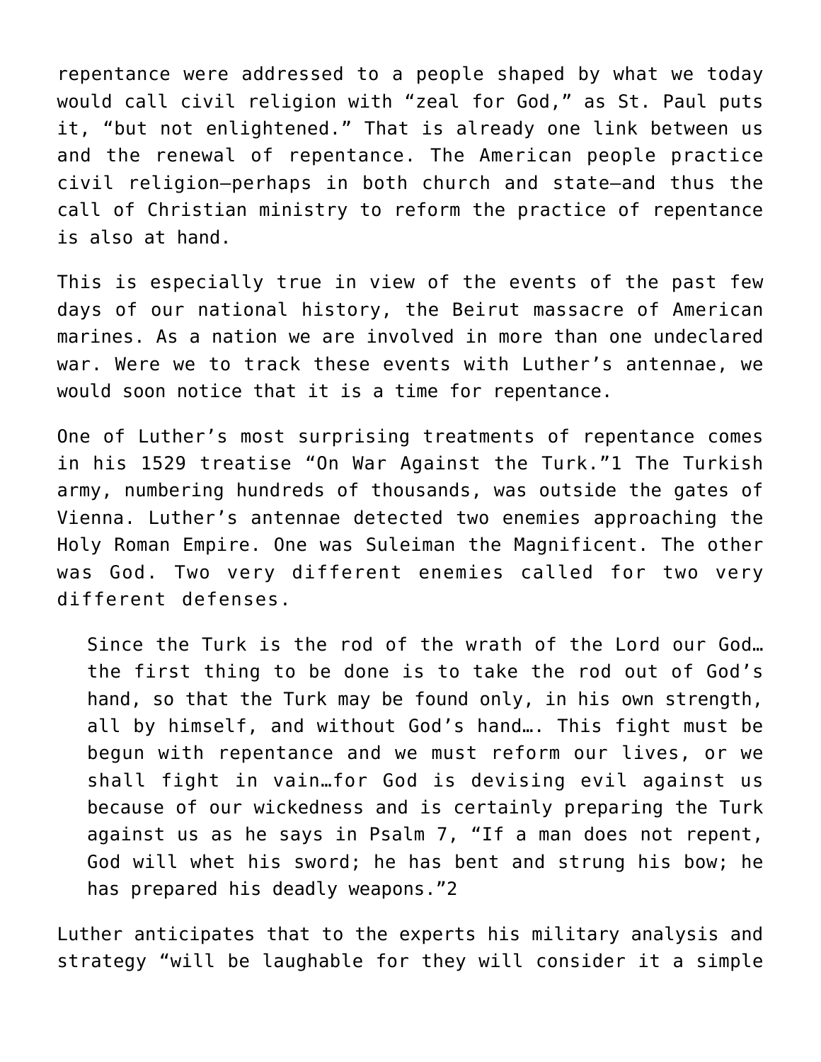repentance were addressed to a people shaped by what we today would call civil religion with "zeal for God," as St. Paul puts it, "but not enlightened." That is already one link between us and the renewal of repentance. The American people practice civil religion—perhaps in both church and state—and thus the call of Christian ministry to reform the practice of repentance is also at hand.

This is especially true in view of the events of the past few days of our national history, the Beirut massacre of American marines. As a nation we are involved in more than one undeclared war. Were we to track these events with Luther's antennae, we would soon notice that it is a time for repentance.

One of Luther's most surprising treatments of repentance comes in his 1529 treatise "On War Against the Turk."[1] The Turkish army, numbering hundreds of thousands, was outside the gates of Vienna. Luther's antennae detected two enemies approaching the Holy Roman Empire. One was Suleiman the Magnificent. The other was God. Two very different enemies called for two very different defenses.

> Since the Turk is the rod of the wrath of the Lord our God… the first thing to be done is to take the rod out of God's hand, so that the Turk may be found only, in his own strength, all by himself, and without God's hand…. This fight must be begun with repentance and we must reform our lives, or we shall fight in vain…for God is devising evil against us because of our wickedness and is certainly preparing the Turk against us as he says in Psalm 7, "If a man does not repent, God will whet his sword; he has bent and strung his bow; he has prepared his deadly weapons."[2]

Luther anticipates that to the experts his military analysis and strategy "will be laughable for they will consider it a simple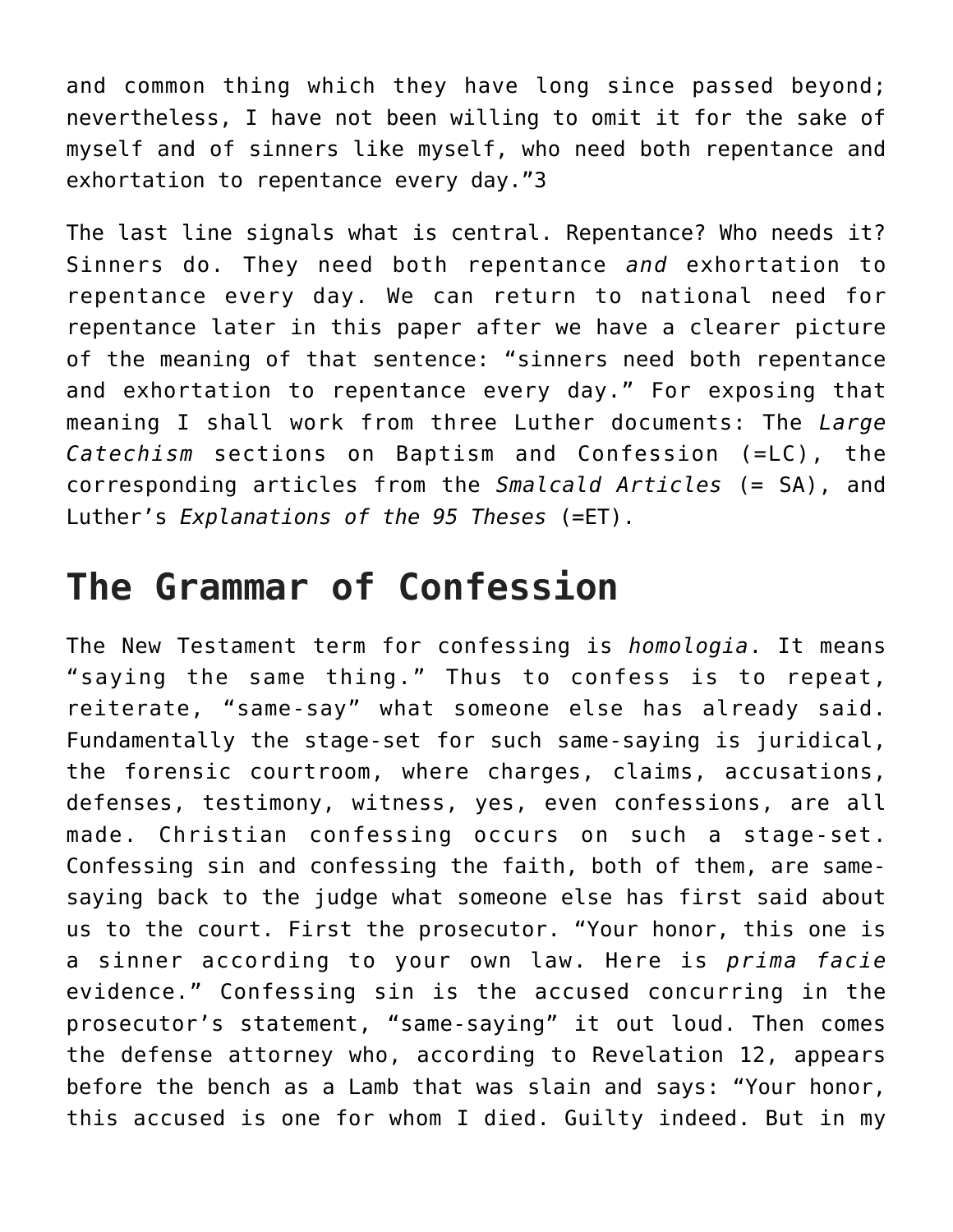and common thing which they have long since passed beyond; nevertheless, I have not been willing to omit it for the sake of myself and of sinners like myself, who need both repentance and exhortation to repentance every day."3

The last line signals what is central. Repentance? Who needs it? Sinners do. They need both repentance *and* exhortation to repentance every day. We can return to national need for repentance later in this paper after we have a clearer picture of the meaning of that sentence: "sinners need both repentance and exhortation to repentance every day." For exposing that meaning I shall work from three Luther documents: The *Large Catechism* sections on Baptism and Confession (=LC), the corresponding articles from the *Smalcald Articles* (= SA), and Luther's *Explanations of the 95 Theses* (=ET).

## The Grammar of Confession

The New Testament term for confessing is *homologia*. It means "saying the same thing." Thus to confess is to repeat, reiterate, "same-say" what someone else has already said. Fundamentally the stage-set for such same-saying is juridical, the forensic courtroom, where charges, claims, accusations, defenses, testimony, witness, yes, even confessions, are all made. Christian confessing occurs on such a stage-set. Confessing sin and confessing the faith, both of them, are same-saying back to the judge what someone else has first said about us to the court. First the prosecutor. "Your honor, this one is a sinner according to your own law. Here is *prima facie* evidence." Confessing sin is the accused concurring in the prosecutor's statement, "same-saying" it out loud. Then comes the defense attorney who, according to Revelation 12, appears before the bench as a Lamb that was slain and says: "Your honor, this accused is one for whom I died. Guilty indeed. But in my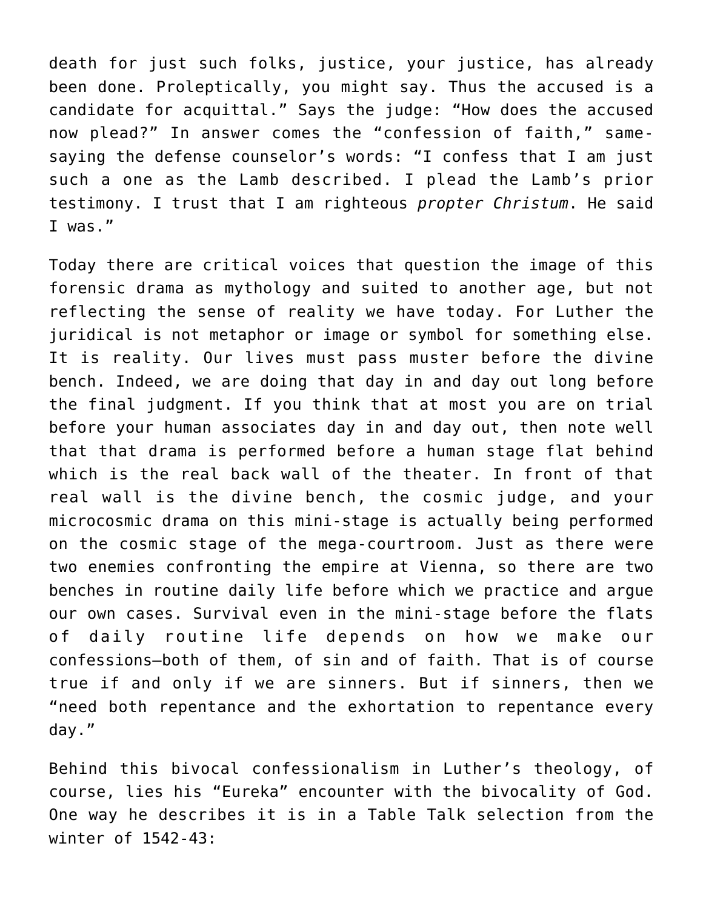death for just such folks, justice, your justice, has already been done. Proleptically, you might say. Thus the accused is a candidate for acquittal." Says the judge: "How does the accused now plead?" In answer comes the "confession of faith," same-saying the defense counselor's words: "I confess that I am just such a one as the Lamb described. I plead the Lamb's prior testimony. I trust that I am righteous *propter Christum*. He said I was."

Today there are critical voices that question the image of this forensic drama as mythology and suited to another age, but not reflecting the sense of reality we have today. For Luther the juridical is not metaphor or image or symbol for something else. It is reality. Our lives must pass muster before the divine bench. Indeed, we are doing that day in and day out long before the final judgment. If you think that at most you are on trial before your human associates day in and day out, then note well that that drama is performed before a human stage flat behind which is the real back wall of the theater. In front of that real wall is the divine bench, the cosmic judge, and your microcosmic drama on this mini-stage is actually being performed on the cosmic stage of the mega-courtroom. Just as there were two enemies confronting the empire at Vienna, so there are two benches in routine daily life before which we practice and argue our own cases. Survival even in the mini-stage before the flats of daily routine life depends on how we make our confessions—both of them, of sin and of faith. That is of course true if and only if we are sinners. But if sinners, then we "need both repentance and the exhortation to repentance every day."

Behind this bivocal confessionalism in Luther's theology, of course, lies his "Eureka" encounter with the bivocality of God. One way he describes it is in a Table Talk selection from the winter of 1542-43: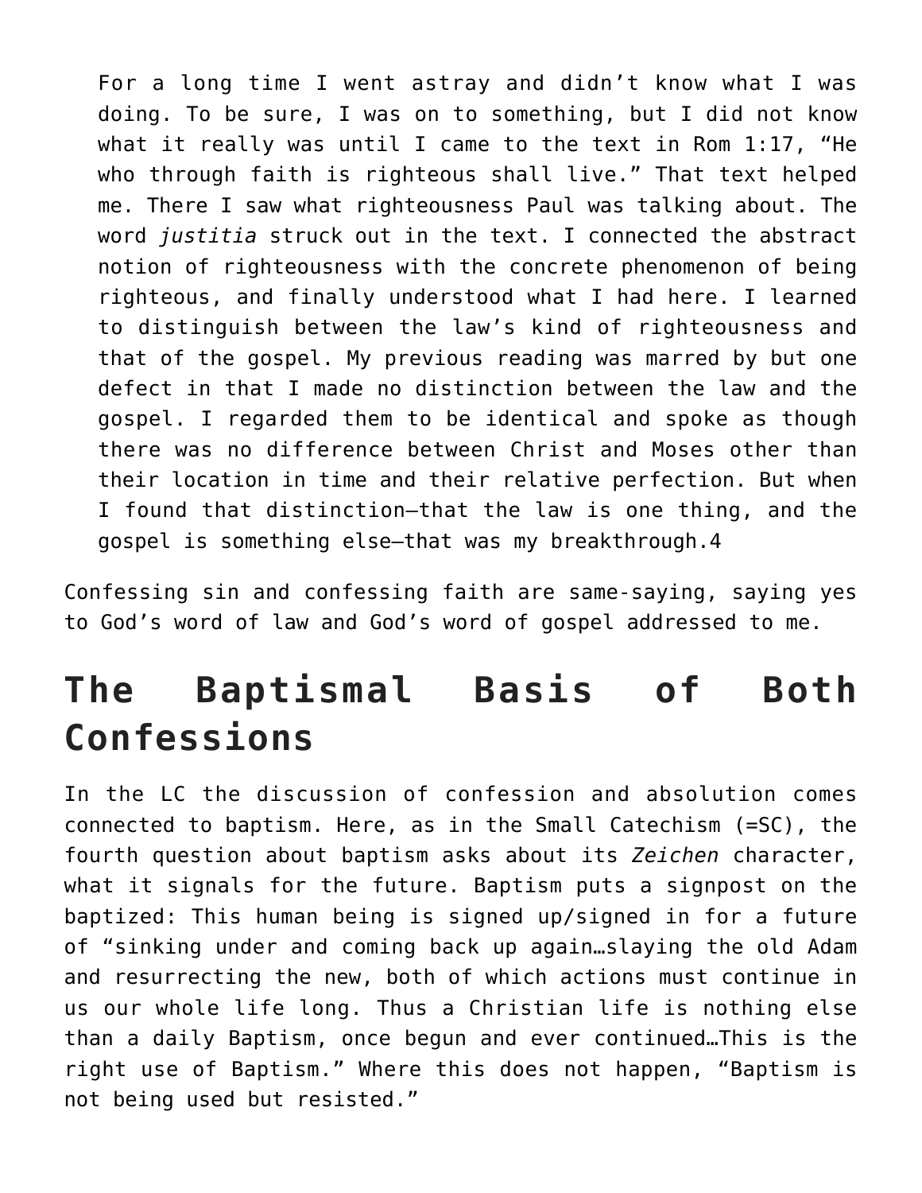> For a long time I went astray and didn't know what I was doing. To be sure, I was on to something, but I did not know what it really was until I came to the text in Rom 1:17, "He who through faith is righteous shall live." That text helped me. There I saw what righteousness Paul was talking about. The word *justitia* struck out in the text. I connected the abstract notion of righteousness with the concrete phenomenon of being righteous, and finally understood what I had here. I learned to distinguish between the law's kind of righteousness and that of the gospel. My previous reading was marred by but one defect in that I made no distinction between the law and the gospel. I regarded them to be identical and spoke as though there was no difference between Christ and Moses other than their location in time and their relative perfection. But when I found that distinction—that the law is one thing, and the gospel is something else—that was my breakthrough.4

Confessing sin and confessing faith are same-saying, saying yes to God's word of law and God's word of gospel addressed to me.

## The Baptismal Basis of Both Confessions

In the LC the discussion of confession and absolution comes connected to baptism. Here, as in the Small Catechism (=SC), the fourth question about baptism asks about its *Zeichen* character, what it signals for the future. Baptism puts a signpost on the baptized: This human being is signed up/signed in for a future of "sinking under and coming back up again…slaying the old Adam and resurrecting the new, both of which actions must continue in us our whole life long. Thus a Christian life is nothing else than a daily Baptism, once begun and ever continued…This is the right use of Baptism." Where this does not happen, "Baptism is not being used but resisted."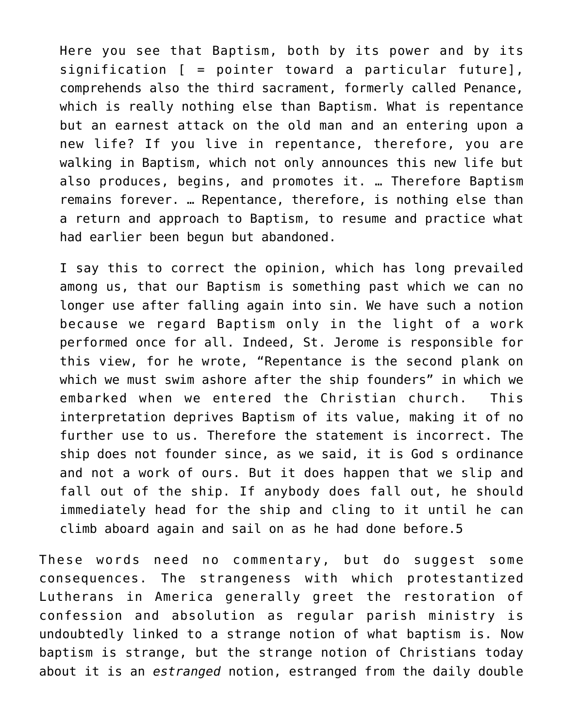> Here you see that Baptism, both by its power and by its signification [ = pointer toward a particular future], comprehends also the third sacrament, formerly called Penance, which is really nothing else than Baptism. What is repentance but an earnest attack on the old man and an entering upon a new life? If you live in repentance, therefore, you are walking in Baptism, which not only announces this new life but also produces, begins, and promotes it. … Therefore Baptism remains forever. … Repentance, therefore, is nothing else than a return and approach to Baptism, to resume and practice what had earlier been begun but abandoned.
>
> I say this to correct the opinion, which has long prevailed among us, that our Baptism is something past which we can no longer use after falling again into sin. We have such a notion because we regard Baptism only in the light of a work performed once for all. Indeed, St. Jerome is responsible for this view, for he wrote, "Repentance is the second plank on which we must swim ashore after the ship founders" in which we embarked when we entered the Christian church. This interpretation deprives Baptism of its value, making it of no further use to us. Therefore the statement is incorrect. The ship does not founder since, as we said, it is God s ordinance and not a work of ours. But it does happen that we slip and fall out of the ship. If anybody does fall out, he should immediately head for the ship and cling to it until he can climb aboard again and sail on as he had done before.5

These words need no commentary, but do suggest some consequences. The strangeness with which protestantized Lutherans in America generally greet the restoration of confession and absolution as regular parish ministry is undoubtedly linked to a strange notion of what baptism is. Now baptism is strange, but the strange notion of Christians today about it is an *estranged* notion, estranged from the daily double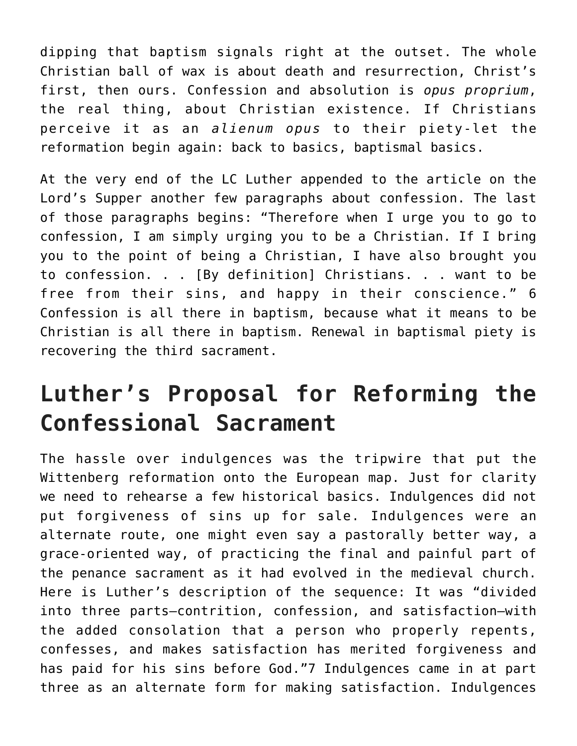dipping that baptism signals right at the outset. The whole Christian ball of wax is about death and resurrection, Christ's first, then ours. Confession and absolution is *opus proprium*, the real thing, about Christian existence. If Christians perceive it as an *alienum opus* to their piety-let the reformation begin again: back to basics, baptismal basics.

At the very end of the LC Luther appended to the article on the Lord's Supper another few paragraphs about confession. The last of those paragraphs begins: "Therefore when I urge you to go to confession, I am simply urging you to be a Christian. If I bring you to the point of being a Christian, I have also brought you to confession. . . [By definition] Christians. . . want to be free from their sins, and happy in their conscience." 6 Confession is all there in baptism, because what it means to be Christian is all there in baptism. Renewal in baptismal piety is recovering the third sacrament.

## Luther's Proposal for Reforming the Confessional Sacrament

The hassle over indulgences was the tripwire that put the Wittenberg reformation onto the European map. Just for clarity we need to rehearse a few historical basics. Indulgences did not put forgiveness of sins up for sale. Indulgences were an alternate route, one might even say a pastorally better way, a grace-oriented way, of practicing the final and painful part of the penance sacrament as it had evolved in the medieval church. Here is Luther's description of the sequence: It was "divided into three parts—contrition, confession, and satisfaction—with the added consolation that a person who properly repents, confesses, and makes satisfaction has merited forgiveness and has paid for his sins before God."7 Indulgences came in at part three as an alternate form for making satisfaction. Indulgences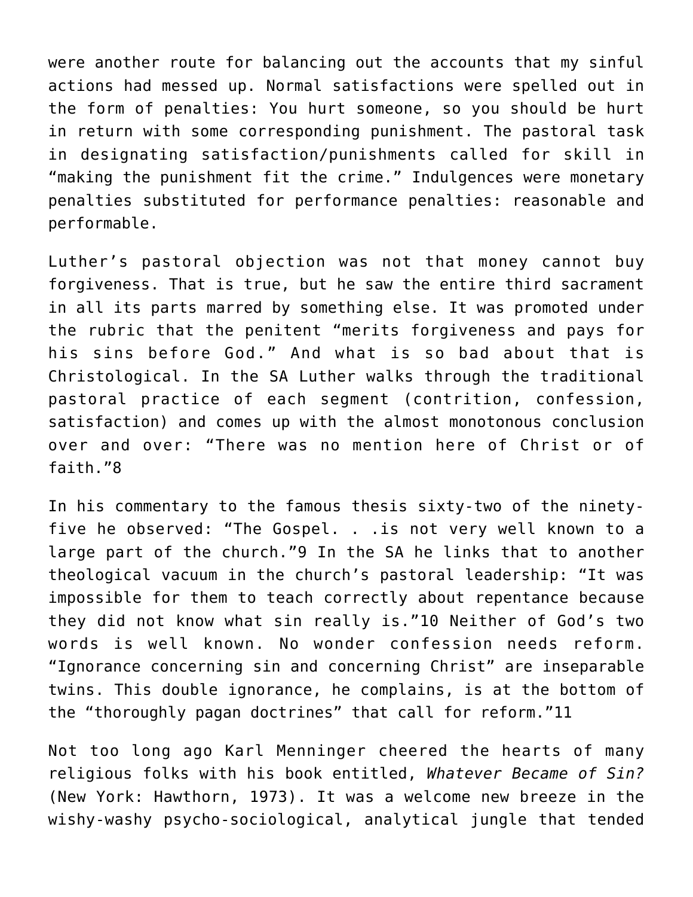were another route for balancing out the accounts that my sinful actions had messed up. Normal satisfactions were spelled out in the form of penalties: You hurt someone, so you should be hurt in return with some corresponding punishment. The pastoral task in designating satisfaction/punishments called for skill in "making the punishment fit the crime." Indulgences were monetary penalties substituted for performance penalties: reasonable and performable.

Luther's pastoral objection was not that money cannot buy forgiveness. That is true, but he saw the entire third sacrament in all its parts marred by something else. It was promoted under the rubric that the penitent "merits forgiveness and pays for his sins before God." And what is so bad about that is Christological. In the SA Luther walks through the traditional pastoral practice of each segment (contrition, confession, satisfaction) and comes up with the almost monotonous conclusion over and over: "There was no mention here of Christ or of faith."8

In his commentary to the famous thesis sixty-two of the ninety-five he observed: "The Gospel. . .is not very well known to a large part of the church."9 In the SA he links that to another theological vacuum in the church's pastoral leadership: "It was impossible for them to teach correctly about repentance because they did not know what sin really is."10 Neither of God's two words is well known. No wonder confession needs reform. "Ignorance concerning sin and concerning Christ" are inseparable twins. This double ignorance, he complains, is at the bottom of the "thoroughly pagan doctrines" that call for reform."11

Not too long ago Karl Menninger cheered the hearts of many religious folks with his book entitled, *Whatever Became of Sin?* (New York: Hawthorn, 1973). It was a welcome new breeze in the wishy-washy psycho-sociological, analytical jungle that tended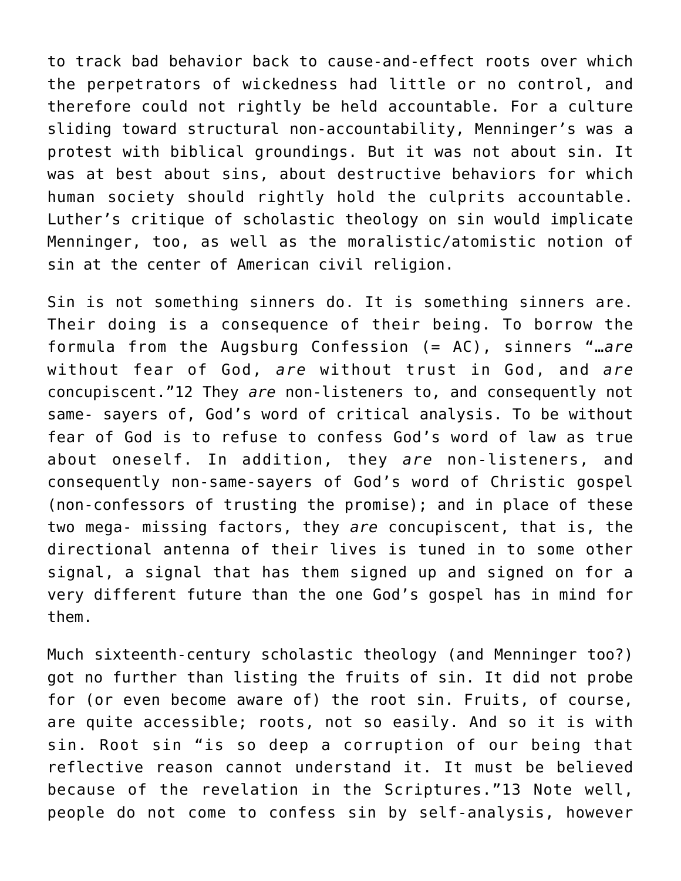to track bad behavior back to cause-and-effect roots over which the perpetrators of wickedness had little or no control, and therefore could not rightly be held accountable. For a culture sliding toward structural non-accountability, Menninger's was a protest with biblical groundings. But it was not about sin. It was at best about sins, about destructive behaviors for which human society should rightly hold the culprits accountable. Luther's critique of scholastic theology on sin would implicate Menninger, too, as well as the moralistic/atomistic notion of sin at the center of American civil religion.

Sin is not something sinners do. It is something sinners are. Their doing is a consequence of their being. To borrow the formula from the Augsburg Confession (= AC), sinners "…*are* without fear of God, *are* without trust in God, and *are* concupiscent."12 They *are* non-listeners to, and consequently not same- sayers of, God's word of critical analysis. To be without fear of God is to refuse to confess God's word of law as true about oneself. In addition, they *are* non-listeners, and consequently non-same-sayers of God's word of Christic gospel (non-confessors of trusting the promise); and in place of these two mega- missing factors, they *are* concupiscent, that is, the directional antenna of their lives is tuned in to some other signal, a signal that has them signed up and signed on for a very different future than the one God's gospel has in mind for them.

Much sixteenth-century scholastic theology (and Menninger too?) got no further than listing the fruits of sin. It did not probe for (or even become aware of) the root sin. Fruits, of course, are quite accessible; roots, not so easily. And so it is with sin. Root sin "is so deep a corruption of our being that reflective reason cannot understand it. It must be believed because of the revelation in the Scriptures."13 Note well, people do not come to confess sin by self-analysis, however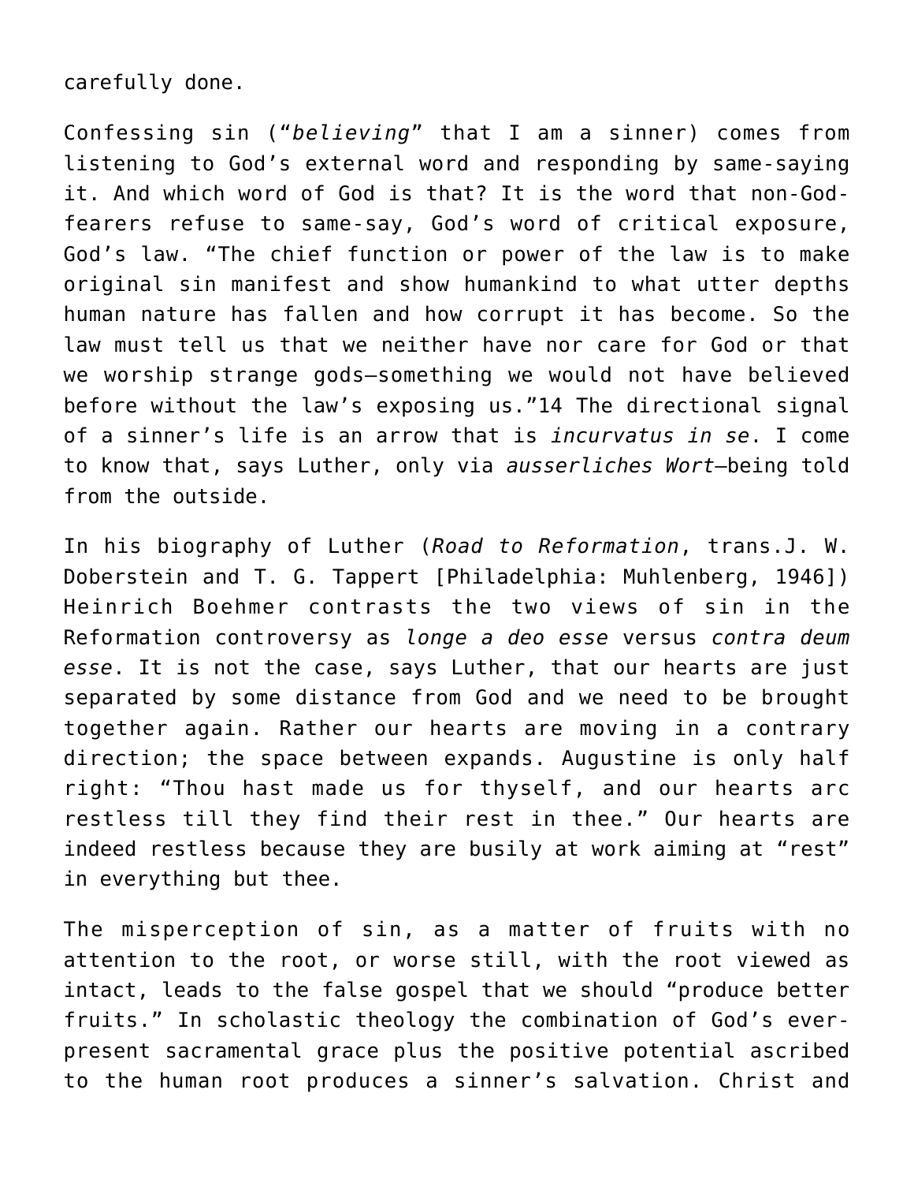carefully done.

Confessing sin ("*believing*" that I am a sinner) comes from listening to God's external word and responding by same-saying it. And which word of God is that? It is the word that non-God-fearers refuse to same-say, God's word of critical exposure, God's law. "The chief function or power of the law is to make original sin manifest and show humankind to what utter depths human nature has fallen and how corrupt it has become. So the law must tell us that we neither have nor care for God or that we worship strange gods—something we would not have believed before without the law's exposing us."14 The directional signal of a sinner's life is an arrow that is *incurvatus in se*. I come to know that, says Luther, only via *ausserliches Wort*—being told from the outside.

In his biography of Luther (*Road to Reformation*, trans.J. W. Doberstein and T. G. Tappert [Philadelphia: Muhlenberg, 1946]) Heinrich Boehmer contrasts the two views of sin in the Reformation controversy as *longe a deo esse* versus *contra deum esse*. It is not the case, says Luther, that our hearts are just separated by some distance from God and we need to be brought together again. Rather our hearts are moving in a contrary direction; the space between expands. Augustine is only half right: "Thou hast made us for thyself, and our hearts arc restless till they find their rest in thee." Our hearts are indeed restless because they are busily at work aiming at "rest" in everything but thee.

The misperception of sin, as a matter of fruits with no attention to the root, or worse still, with the root viewed as intact, leads to the false gospel that we should "produce better fruits." In scholastic theology the combination of God's ever-present sacramental grace plus the positive potential ascribed to the human root produces a sinner's salvation. Christ and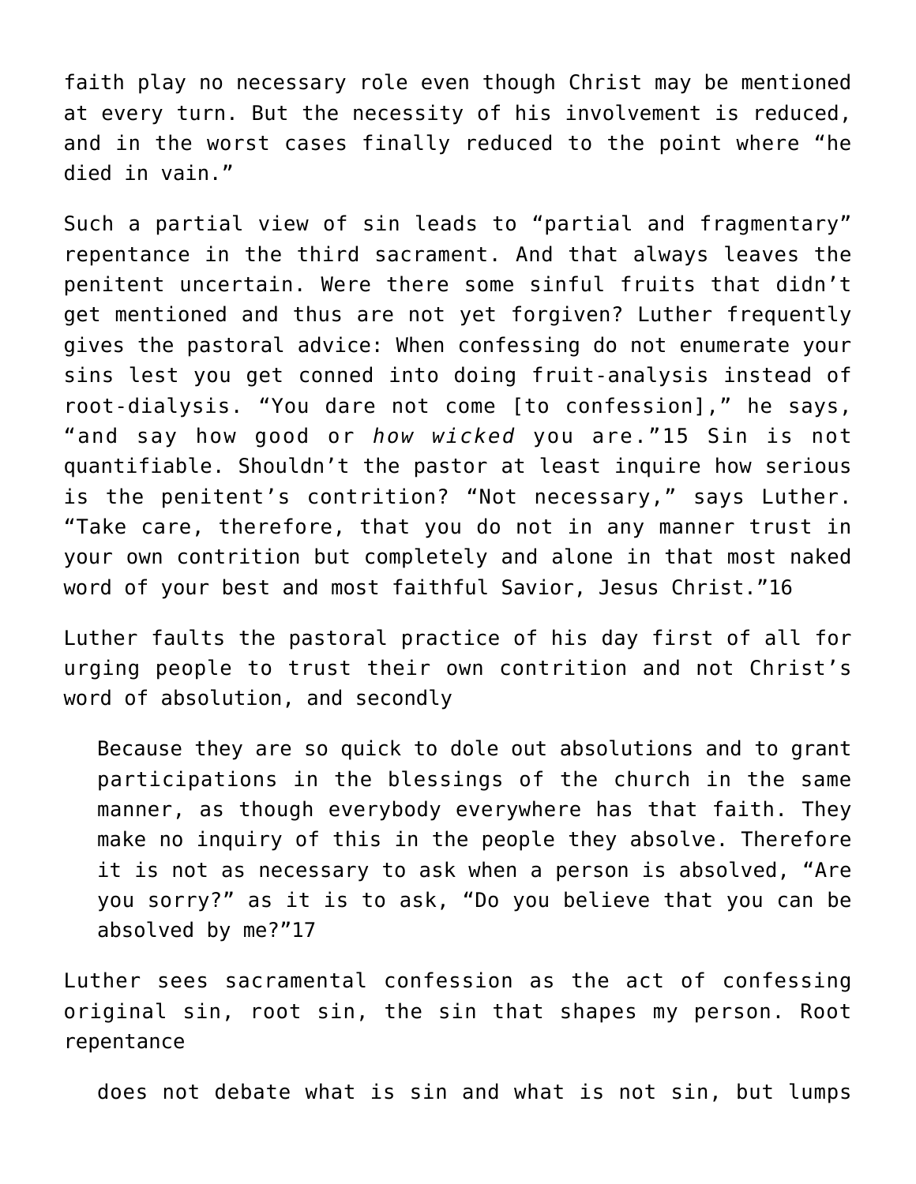faith play no necessary role even though Christ may be mentioned at every turn. But the necessity of his involvement is reduced, and in the worst cases finally reduced to the point where "he died in vain."

Such a partial view of sin leads to "partial and fragmentary" repentance in the third sacrament. And that always leaves the penitent uncertain. Were there some sinful fruits that didn't get mentioned and thus are not yet forgiven? Luther frequently gives the pastoral advice: When confessing do not enumerate your sins lest you get conned into doing fruit-analysis instead of root-dialysis. "You dare not come [to confession]," he says, "and say how good or *how wicked* you are."15 Sin is not quantifiable. Shouldn't the pastor at least inquire how serious is the penitent's contrition? "Not necessary," says Luther. "Take care, therefore, that you do not in any manner trust in your own contrition but completely and alone in that most naked word of your best and most faithful Savior, Jesus Christ."16

Luther faults the pastoral practice of his day first of all for urging people to trust their own contrition and not Christ's word of absolution, and secondly

> Because they are so quick to dole out absolutions and to grant participations in the blessings of the church in the same manner, as though everybody everywhere has that faith. They make no inquiry of this in the people they absolve. Therefore it is not as necessary to ask when a person is absolved, "Are you sorry?" as it is to ask, "Do you believe that you can be absolved by me?"17

Luther sees sacramental confession as the act of confessing original sin, root sin, the sin that shapes my person. Root repentance

> does not debate what is sin and what is not sin, but lumps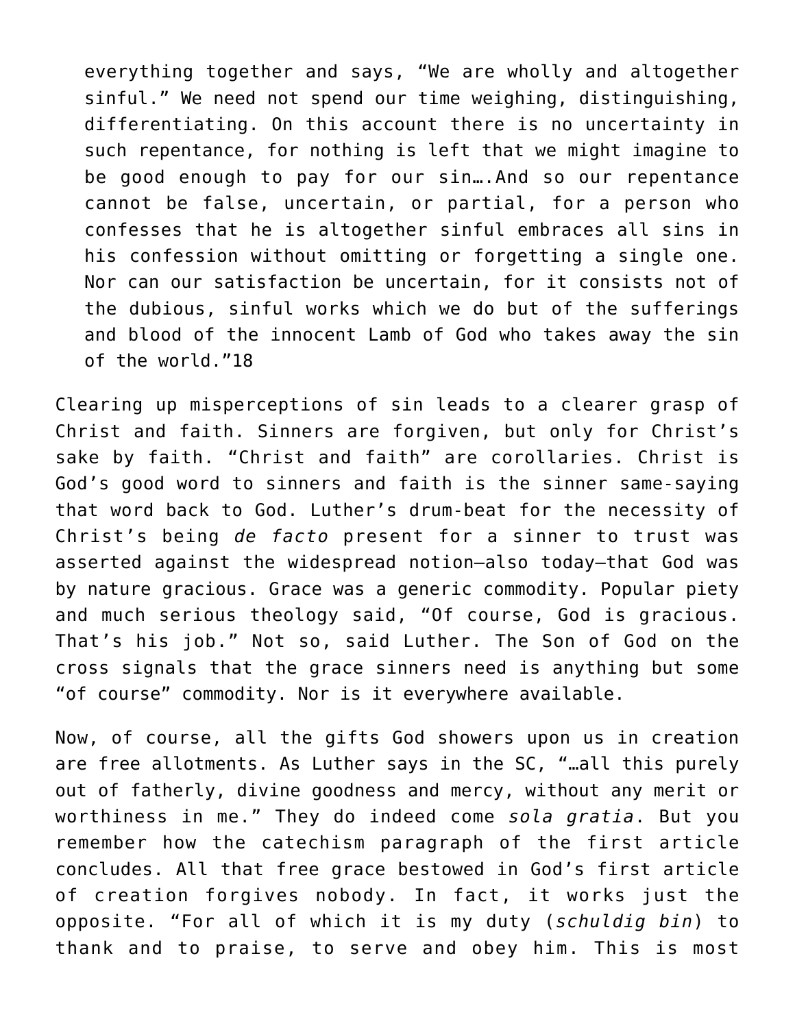> everything together and says, "We are wholly and altogether sinful." We need not spend our time weighing, distinguishing, differentiating. On this account there is no uncertainty in such repentance, for nothing is left that we might imagine to be good enough to pay for our sin….And so our repentance cannot be false, uncertain, or partial, for a person who confesses that he is altogether sinful embraces all sins in his confession without omitting or forgetting a single one. Nor can our satisfaction be uncertain, for it consists not of the dubious, sinful works which we do but of the sufferings and blood of the innocent Lamb of God who takes away the sin of the world."18

Clearing up misperceptions of sin leads to a clearer grasp of Christ and faith. Sinners are forgiven, but only for Christ's sake by faith. "Christ and faith" are corollaries. Christ is God's good word to sinners and faith is the sinner same-saying that word back to God. Luther's drum-beat for the necessity of Christ's being *de facto* present for a sinner to trust was asserted against the widespread notion—also today—that God was by nature gracious. Grace was a generic commodity. Popular piety and much serious theology said, "Of course, God is gracious. That's his job." Not so, said Luther. The Son of God on the cross signals that the grace sinners need is anything but some "of course" commodity. Nor is it everywhere available.

Now, of course, all the gifts God showers upon us in creation are free allotments. As Luther says in the SC, "…all this purely out of fatherly, divine goodness and mercy, without any merit or worthiness in me." They do indeed come *sola gratia*. But you remember how the catechism paragraph of the first article concludes. All that free grace bestowed in God's first article of creation forgives nobody. In fact, it works just the opposite. "For all of which it is my duty (*schuldig bin*) to thank and to praise, to serve and obey him. This is most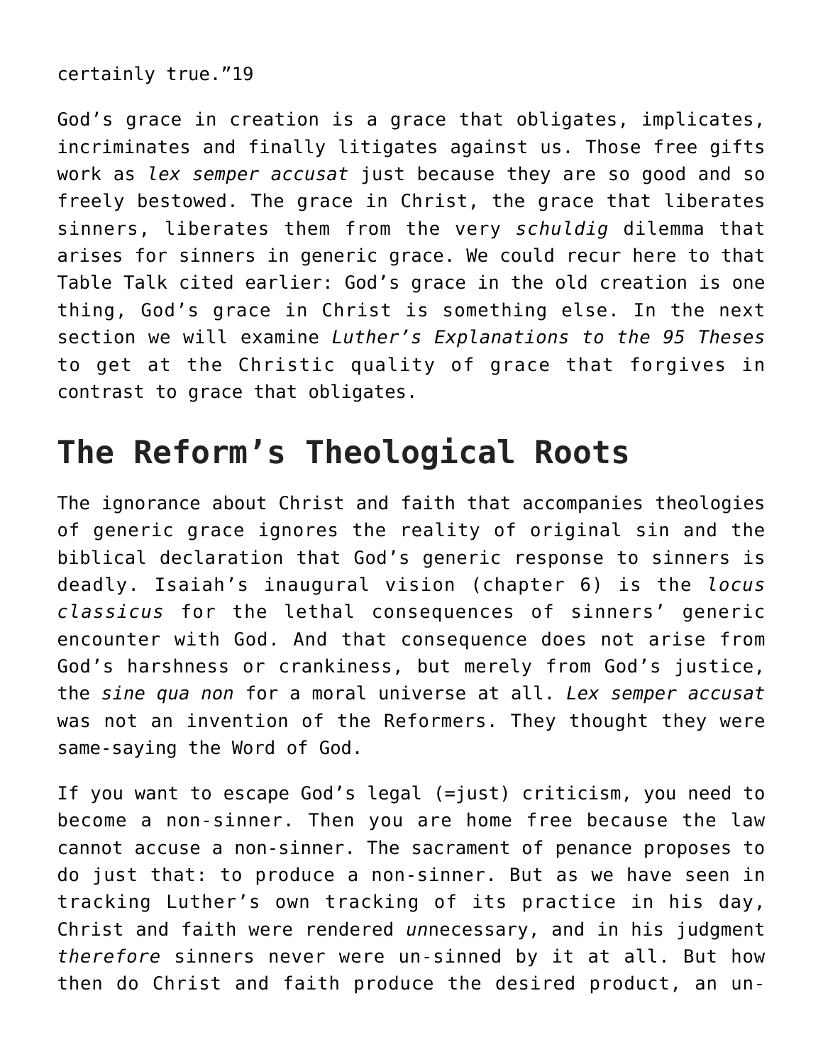certainly true."19

God's grace in creation is a grace that obligates, implicates, incriminates and finally litigates against us. Those free gifts work as *lex semper accusat* just because they are so good and so freely bestowed. The grace in Christ, the grace that liberates sinners, liberates them from the very *schuldig* dilemma that arises for sinners in generic grace. We could recur here to that Table Talk cited earlier: God's grace in the old creation is one thing, God's grace in Christ is something else. In the next section we will examine *Luther's Explanations to the 95 Theses* to get at the Christic quality of grace that forgives in contrast to grace that obligates.

## The Reform's Theological Roots

The ignorance about Christ and faith that accompanies theologies of generic grace ignores the reality of original sin and the biblical declaration that God's generic response to sinners is deadly. Isaiah's inaugural vision (chapter 6) is the *locus classicus* for the lethal consequences of sinners' generic encounter with God. And that consequence does not arise from God's harshness or crankiness, but merely from God's justice, the *sine qua non* for a moral universe at all. *Lex semper accusat* was not an invention of the Reformers. They thought they were same-saying the Word of God.

If you want to escape God's legal (=just) criticism, you need to become a non-sinner. Then you are home free because the law cannot accuse a non-sinner. The sacrament of penance proposes to do just that: to produce a non-sinner. But as we have seen in tracking Luther's own tracking of its practice in his day, Christ and faith were rendered *un*necessary, and in his judgment *therefore* sinners never were un-sinned by it at all. But how then do Christ and faith produce the desired product, an un-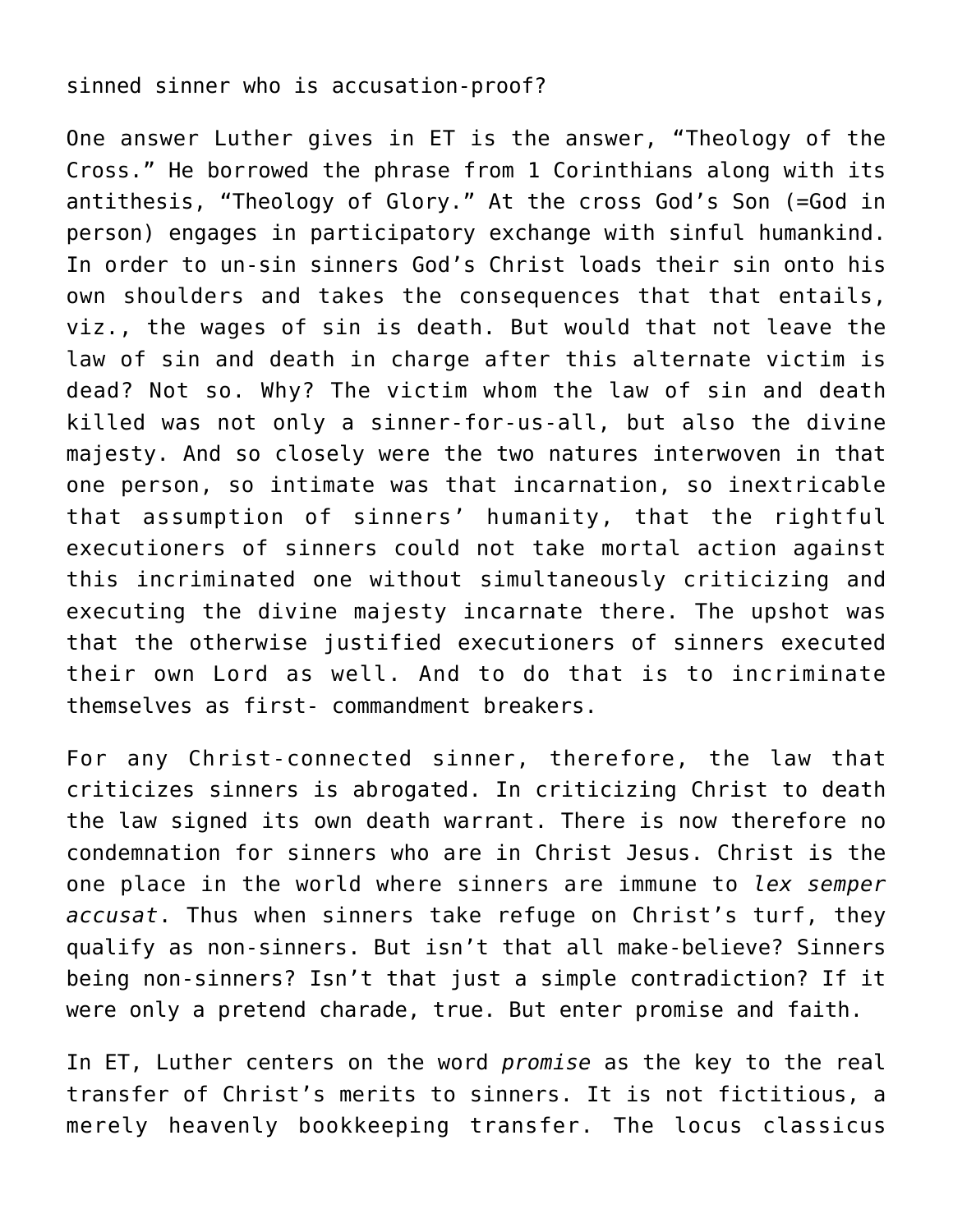sinned sinner who is accusation-proof?

One answer Luther gives in ET is the answer, “Theology of the Cross.” He borrowed the phrase from 1 Corinthians along with its antithesis, “Theology of Glory.” At the cross God’s Son (=God in person) engages in participatory exchange with sinful humankind. In order to un-sin sinners God’s Christ loads their sin onto his own shoulders and takes the consequences that that entails, viz., the wages of sin is death. But would that not leave the law of sin and death in charge after this alternate victim is dead? Not so. Why? The victim whom the law of sin and death killed was not only a sinner-for-us-all, but also the divine majesty. And so closely were the two natures interwoven in that one person, so intimate was that incarnation, so inextricable that assumption of sinners’ humanity, that the rightful executioners of sinners could not take mortal action against this incriminated one without simultaneously criticizing and executing the divine majesty incarnate there. The upshot was that the otherwise justified executioners of sinners executed their own Lord as well. And to do that is to incriminate themselves as first- commandment breakers.

For any Christ-connected sinner, therefore, the law that criticizes sinners is abrogated. In criticizing Christ to death the law signed its own death warrant. There is now therefore no condemnation for sinners who are in Christ Jesus. Christ is the one place in the world where sinners are immune to *lex semper accusat*. Thus when sinners take refuge on Christ’s turf, they qualify as non-sinners. But isn’t that all make-believe? Sinners being non-sinners? Isn’t that just a simple contradiction? If it were only a pretend charade, true. But enter promise and faith.

In ET, Luther centers on the word *promise* as the key to the real transfer of Christ’s merits to sinners. It is not fictitious, a merely heavenly bookkeeping transfer. The locus classicus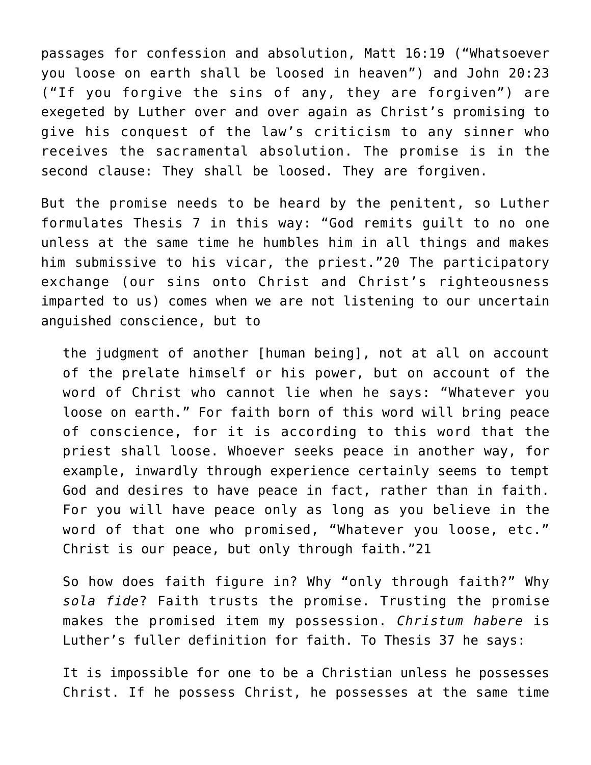passages for confession and absolution, Matt 16:19 ("Whatsoever you loose on earth shall be loosed in heaven") and John 20:23 ("If you forgive the sins of any, they are forgiven") are exegeted by Luther over and over again as Christ's promising to give his conquest of the law's criticism to any sinner who receives the sacramental absolution. The promise is in the second clause: They shall be loosed. They are forgiven.

But the promise needs to be heard by the penitent, so Luther formulates Thesis 7 in this way: "God remits guilt to no one unless at the same time he humbles him in all things and makes him submissive to his vicar, the priest."20 The participatory exchange (our sins onto Christ and Christ's righteousness imparted to us) comes when we are not listening to our uncertain anguished conscience, but to

> the judgment of another [human being], not at all on account of the prelate himself or his power, but on account of the word of Christ who cannot lie when he says: "Whatever you loose on earth." For faith born of this word will bring peace of conscience, for it is according to this word that the priest shall loose. Whoever seeks peace in another way, for example, inwardly through experience certainly seems to tempt God and desires to have peace in fact, rather than in faith. For you will have peace only as long as you believe in the word of that one who promised, "Whatever you loose, etc." Christ is our peace, but only through faith."21

> So how does faith figure in? Why "only through faith?" Why *sola fide*? Faith trusts the promise. Trusting the promise makes the promised item my possession. *Christum habere* is Luther's fuller definition for faith. To Thesis 37 he says:

> It is impossible for one to be a Christian unless he possesses Christ. If he possess Christ, he possesses at the same time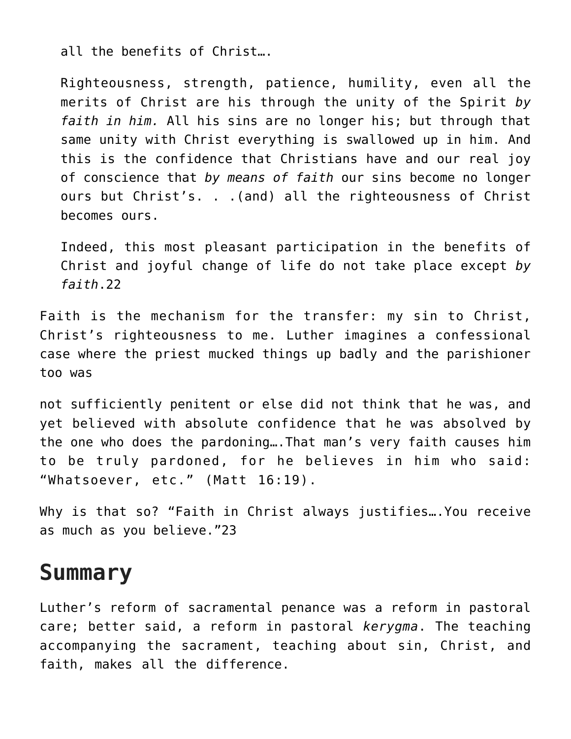> all the benefits of Christ….
>
> Righteousness, strength, patience, humility, even all the merits of Christ are his through the unity of the Spirit *by faith in him.* All his sins are no longer his; but through that same unity with Christ everything is swallowed up in him. And this is the confidence that Christians have and our real joy of conscience that *by means of faith* our sins become no longer ours but Christ's. . .(and) all the righteousness of Christ becomes ours.
>
> Indeed, this most pleasant participation in the benefits of Christ and joyful change of life do not take place except *by faith*.22

Faith is the mechanism for the transfer: my sin to Christ, Christ's righteousness to me. Luther imagines a confessional case where the priest mucked things up badly and the parishioner too was

not sufficiently penitent or else did not think that he was, and yet believed with absolute confidence that he was absolved by the one who does the pardoning….That man's very faith causes him to be truly pardoned, for he believes in him who said: "Whatsoever, etc." (Matt 16:19).

Why is that so? "Faith in Christ always justifies….You receive as much as you believe."23

## Summary

Luther's reform of sacramental penance was a reform in pastoral care; better said, a reform in pastoral *kerygma*. The teaching accompanying the sacrament, teaching about sin, Christ, and faith, makes all the difference.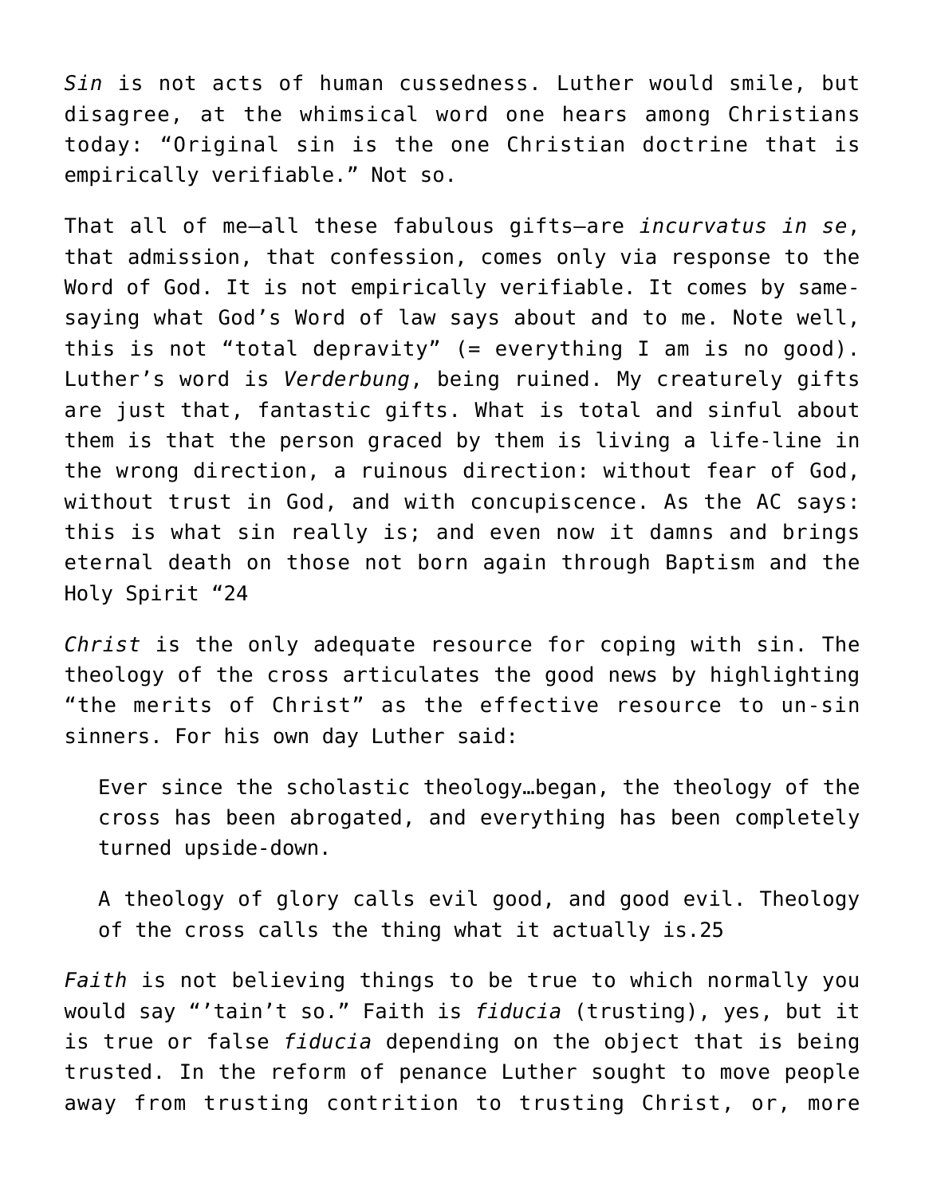*Sin* is not acts of human cussedness. Luther would smile, but disagree, at the whimsical word one hears among Christians today: "Original sin is the one Christian doctrine that is empirically verifiable." Not so.

That all of me—all these fabulous gifts—are *incurvatus in se*, that admission, that confession, comes only via response to the Word of God. It is not empirically verifiable. It comes by same-saying what God's Word of law says about and to me. Note well, this is not "total depravity" (= everything I am is no good). Luther's word is *Verderbung*, being ruined. My creaturely gifts are just that, fantastic gifts. What is total and sinful about them is that the person graced by them is living a life-line in the wrong direction, a ruinous direction: without fear of God, without trust in God, and with concupiscence. As the AC says: this is what sin really is; and even now it damns and brings eternal death on those not born again through Baptism and the Holy Spirit "24

*Christ* is the only adequate resource for coping with sin. The theology of the cross articulates the good news by highlighting "the merits of Christ" as the effective resource to un-sin sinners. For his own day Luther said:

> Ever since the scholastic theology…began, the theology of the cross has been abrogated, and everything has been completely turned upside-down.
>
> A theology of glory calls evil good, and good evil. Theology of the cross calls the thing what it actually is.25

*Faith* is not believing things to be true to which normally you would say "'tain't so." Faith is *fiducia* (trusting), yes, but it is true or false *fiducia* depending on the object that is being trusted. In the reform of penance Luther sought to move people away from trusting contrition to trusting Christ, or, more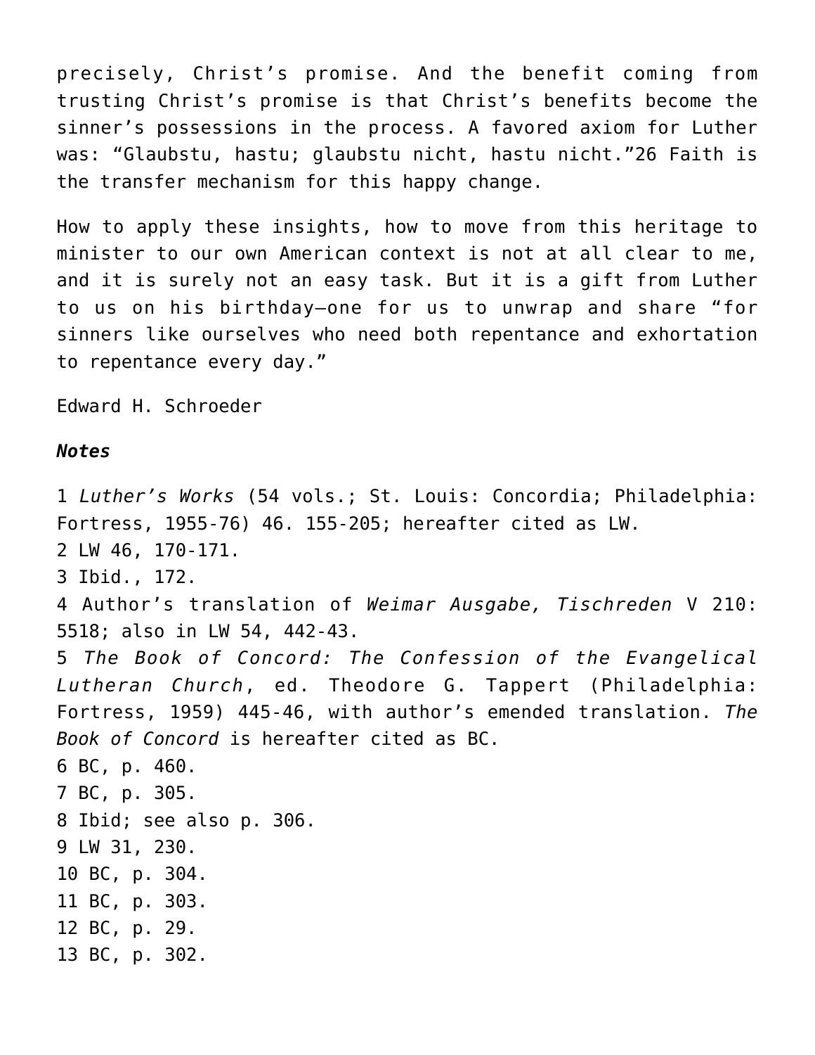precisely, Christ's promise. And the benefit coming from trusting Christ's promise is that Christ's benefits become the sinner's possessions in the process. A favored axiom for Luther was: "Glaubstu, hastu; glaubstu nicht, hastu nicht."26 Faith is the transfer mechanism for this happy change.

How to apply these insights, how to move from this heritage to minister to our own American context is not at all clear to me, and it is surely not an easy task. But it is a gift from Luther to us on his birthday—one for us to unwrap and share "for sinners like ourselves who need both repentance and exhortation to repentance every day."

Edward H. Schroeder

***Notes***

1 *Luther's Works* (54 vols.; St. Louis: Concordia; Philadelphia: Fortress, 1955-76) 46. 155-205; hereafter cited as LW.
2 LW 46, 170-171.
3 Ibid., 172.
4 Author's translation of *Weimar Ausgabe, Tischreden* V 210: 5518; also in LW 54, 442-43.
5 *The Book of Concord: The Confession of the Evangelical Lutheran Church*, ed. Theodore G. Tappert (Philadelphia: Fortress, 1959) 445-46, with author's emended translation. *The Book of Concord* is hereafter cited as BC.
6 BC, p. 460.
7 BC, p. 305.
8 Ibid; see also p. 306.
9 LW 31, 230.
10 BC, p. 304.
11 BC, p. 303.
12 BC, p. 29.
13 BC, p. 302.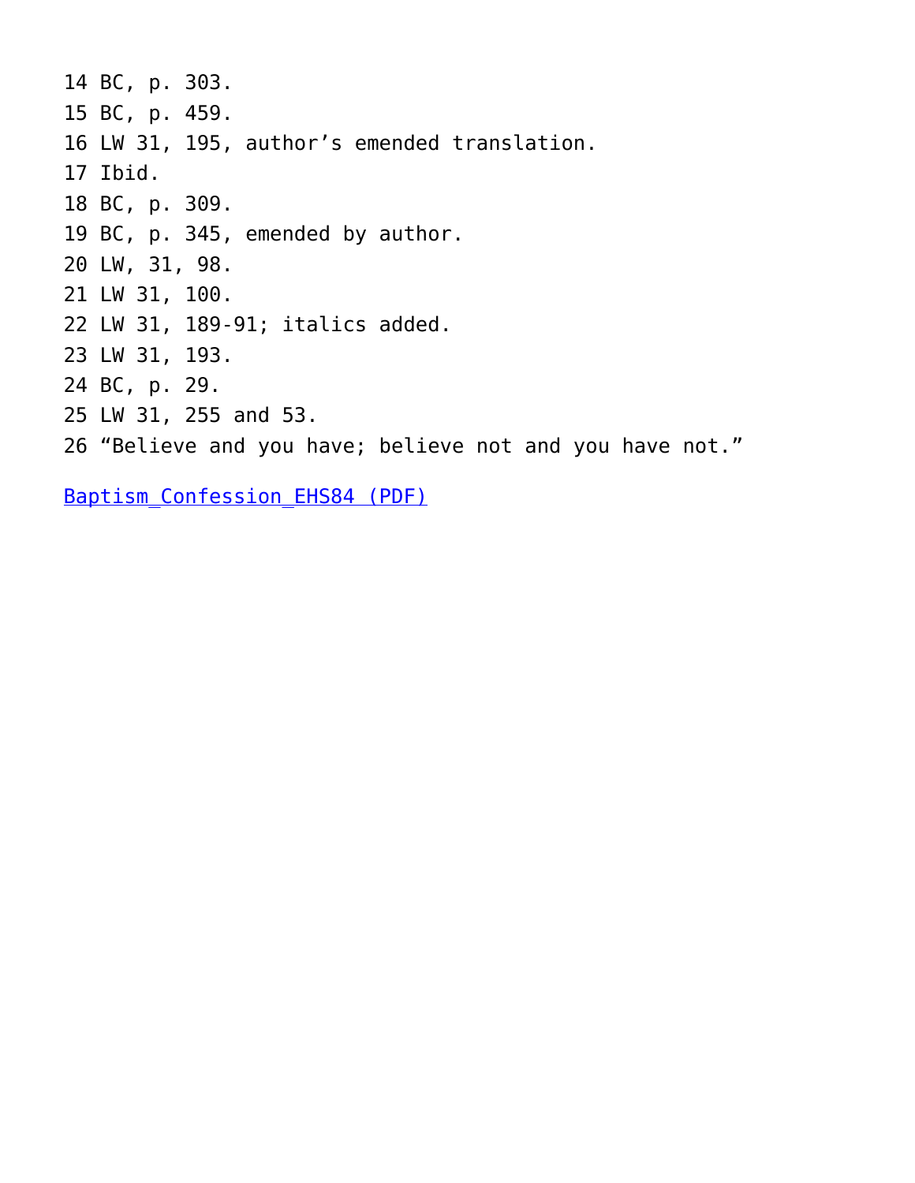14 BC, p. 303.
15 BC, p. 459.
16 LW 31, 195, author’s emended translation.
17 Ibid.
18 BC, p. 309.
19 BC, p. 345, emended by author.
20 LW, 31, 98.
21 LW 31, 100.
22 LW 31, 189-91; italics added.
23 LW 31, 193.
24 BC, p. 29.
25 LW 31, 255 and 53.
26 “Believe and you have; believe not and you have not.”

Baptism_Confession_EHS84 (PDF)